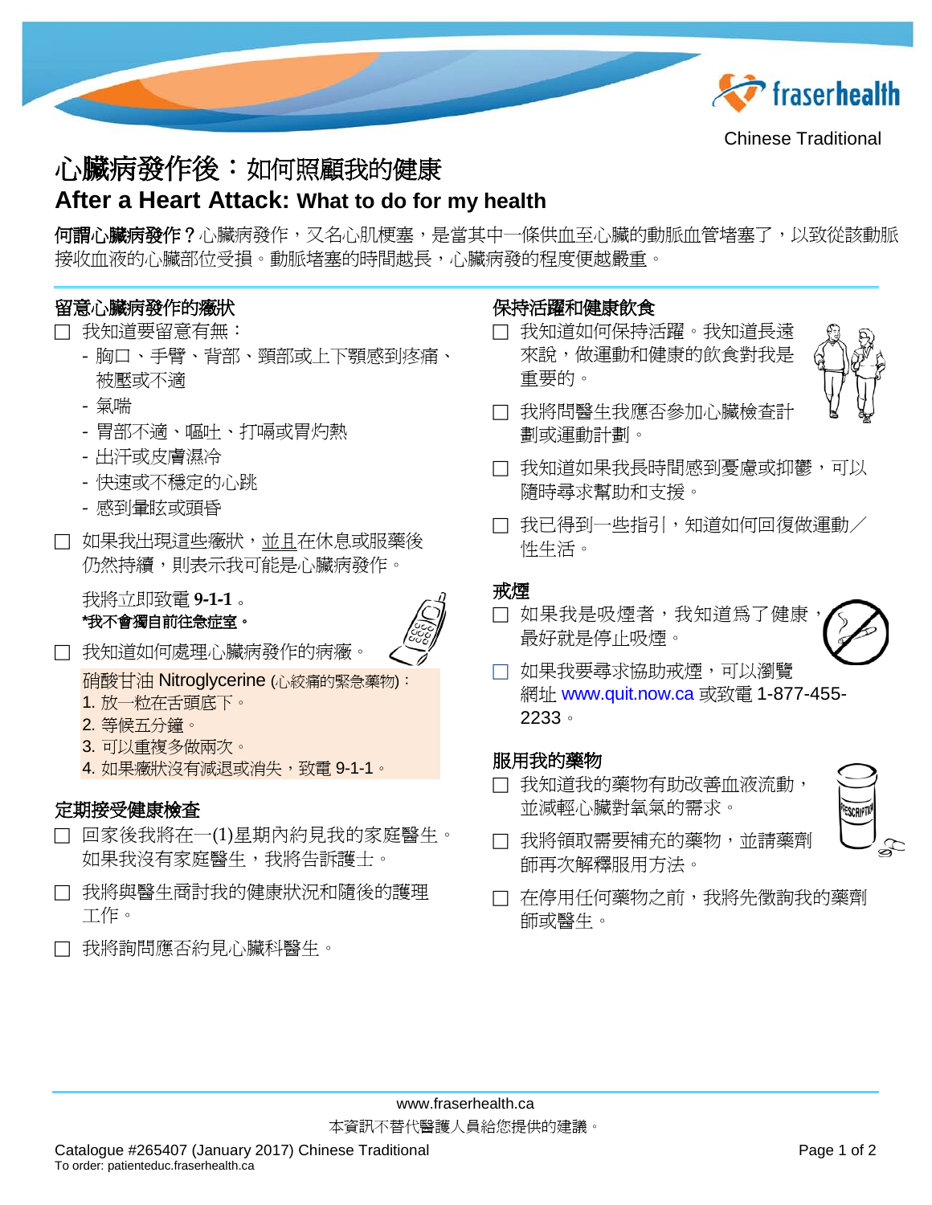Chinese Traditional

# 心臟病發作後：如何照顧我的健康

## After a Heart Attack: What to do for my health

**何謂心臟病發作？**心臟病發作，又名心肌梗塞，是當其中一條供血至心臟的動脈血管堵塞了，以致從該動脈接收血液的心臟部位受損。動脈堵塞的時間越長，心臟病發的程度便越嚴重。

### 留意心臟病發作的癥狀

- ☐ 我知道要留意有無：
  - 胸口、手臂、背部、頸部或上下顎感到疼痛、被壓或不適
  - 氣喘
  - 胃部不適、嘔吐、打嗝或胃灼熱
  - 出汗或皮膚濕冷
  - 快速或不穩定的心跳
  - 感到暈眩或頭昏
- ☐ 如果我出現這些癥狀，並且在休息或服藥後仍然持續，則表示我可能是心臟病發作。

  我將立即致電 **9-1-1**。
  **\*我不會獨自前往急症室。**
- ☐ 我知道如何處理心臟病發作的病癥。

  硝酸甘油 Nitroglycerine (心絞痛的緊急藥物)：
  1. 放一粒在舌頭底下。
  2. 等候五分鐘。
  3. 可以重複多做兩次。
  4. 如果癥狀沒有減退或消失，致電 9-1-1。

### 定期接受健康檢查

- ☐ 回家後我將在一(1)星期內約見我的家庭醫生。如果我沒有家庭醫生，我將告訴護士。
- ☐ 我將與醫生商討我的健康狀況和隨後的護理工作。
- ☐ 我將詢問應否約見心臟科醫生。

### 保持活躍和健康飲食

- ☐ 我知道如何保持活躍。我知道長遠來說，做運動和健康的飲食對我是重要的。
- ☐ 我將問醫生我應否參加心臟檢查計劃或運動計劃。
- ☐ 我知道如果我長時間感到憂慮或抑鬱，可以隨時尋求幫助和支援。
- ☐ 我已得到一些指引，知道如何回復做運動／性生活。

### 戒煙

- ☐ 如果我是吸煙者，我知道為了健康，最好就是停止吸煙。
- ☐ 如果我要尋求協助戒煙，可以瀏覽網址 www.quit.now.ca 或致電 1-877-455-2233。

### 服用我的藥物

- ☐ 我知道我的藥物有助改善血液流動，並減輕心臟對氧氣的需求。
- ☐ 我將領取需要補充的藥物，並請藥劑師再次解釋服用方法。
- ☐ 在停用任何藥物之前，我將先徵詢我的藥劑師或醫生。

www.fraserhealth.ca

本資訊不替代醫護人員給您提供的建議。

Catalogue #265407 (January 2017) Chinese Traditional
To order: patienteduc.fraserhealth.ca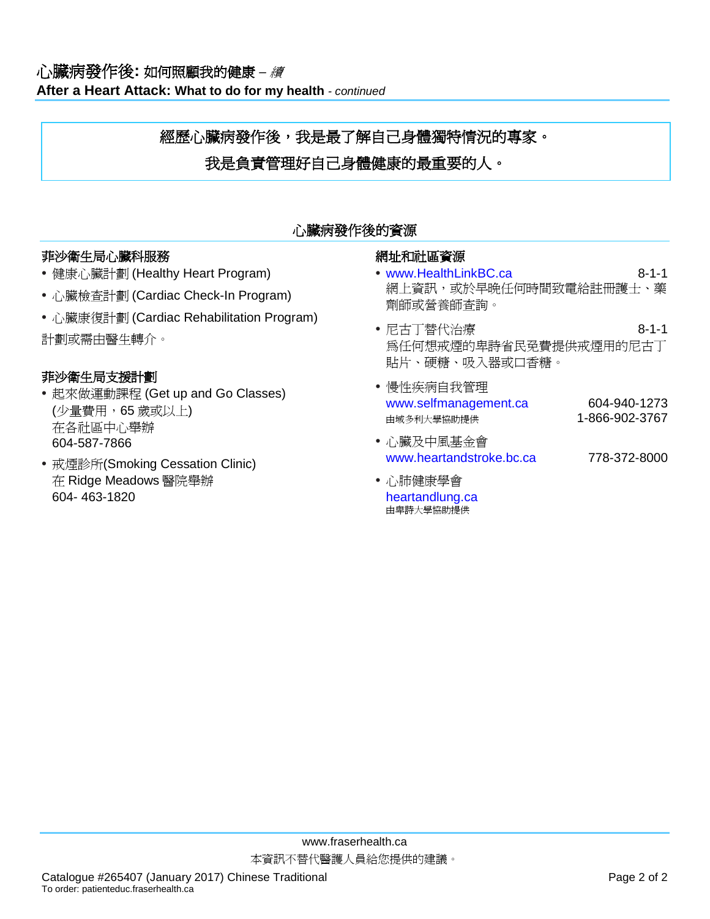# 心臟病發作後: 如何照顧我的健康 – *續*

**After a Heart Attack: What to do for my health** - *continued*

**經歷心臟病發作後，我是最了解自己身體獨特情況的專家。**

**我是負責管理好自己身體健康的最重要的人。**

## 心臟病發作後的資源

### 菲沙衛生局心臟科服務

- 健康心臟計劃 (Healthy Heart Program)
- 心臟檢查計劃 (Cardiac Check-In Program)
- 心臟康復計劃 (Cardiac Rehabilitation Program)

計劃或需由醫生轉介。

### 菲沙衛生局支援計劃

- 起來做運動課程 (Get up and Go Classes)
  (少量費用，65 歲或以上)
  在各社區中心舉辦
  604-587-7866
- 戒煙診所(Smoking Cessation Clinic)
  在 Ridge Meadows 醫院舉辦
  604- 463-1820

### 網址和社區資源

- www.HealthLinkBC.ca 8-1-1
  網上資訊，或於早晚任何時間致電給註冊護士、藥劑師或營養師查詢。
- 尼古丁替代治療 8-1-1
  爲任何想戒煙的卑詩省民免費提供戒煙用的尼古丁貼片、硬糖、吸入器或口香糖。
- 慢性疾病自我管理
  www.selfmanagement.ca 604-940-1273
  由域多利大學協助提供 1-866-902-3767
- 心臟及中風基金會
  www.heartandstroke.bc.ca 778-372-8000
- 心肺健康學會
  heartandlung.ca
  由卑詩大學協助提供

www.fraserhealth.ca

本資訊不替代醫護人員給您提供的建議。

Catalogue #265407 (January 2017) Chinese Traditional
To order: patienteduc.fraserhealth.ca